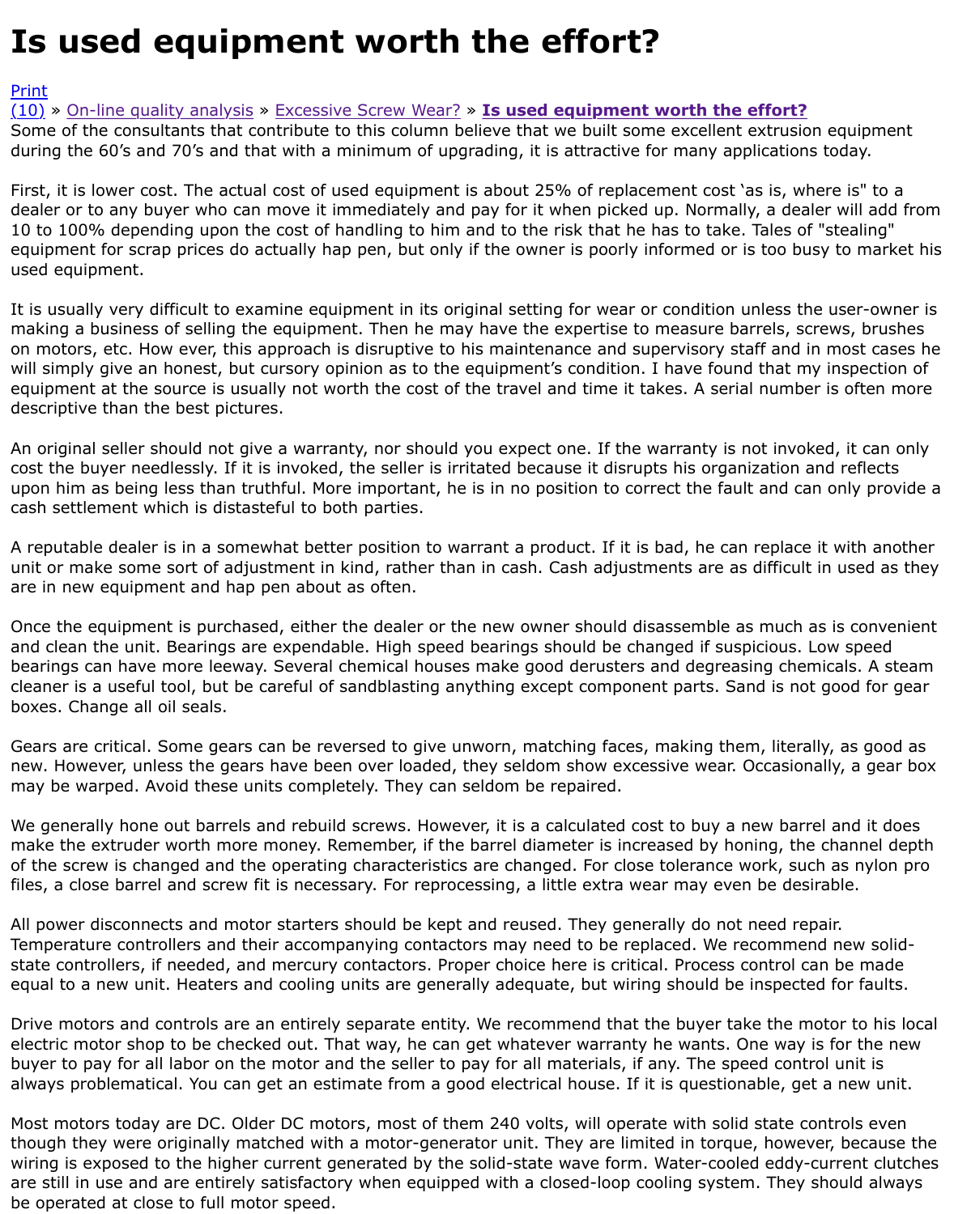# Is used equipment worth the effort?

Print
(10) » On-line quality analysis » Excessive Screw Wear? » **Is used equipment worth the effort?**
Some of the consultants that contribute to this column believe that we built some excellent extrusion equipment during the 60's and 70's and that with a minimum of upgrading, it is attractive for many applications today.

First, it is lower cost. The actual cost of used equipment is about 25% of replacement cost 'as is, where is" to a dealer or to any buyer who can move it immediately and pay for it when picked up. Normally, a dealer will add from 10 to 100% depending upon the cost of handling to him and to the risk that he has to take. Tales of "stealing" equipment for scrap prices do actually hap pen, but only if the owner is poorly informed or is too busy to market his used equipment.

It is usually very difficult to examine equipment in its original setting for wear or condition unless the user-owner is making a business of selling the equipment. Then he may have the expertise to measure barrels, screws, brushes on motors, etc. How ever, this approach is disruptive to his maintenance and supervisory staff and in most cases he will simply give an honest, but cursory opinion as to the equipment's condition. I have found that my inspection of equipment at the source is usually not worth the cost of the travel and time it takes. A serial number is often more descriptive than the best pictures.

An original seller should not give a warranty, nor should you expect one. If the warranty is not invoked, it can only cost the buyer needlessly. If it is invoked, the seller is irritated because it disrupts his organization and reflects upon him as being less than truthful. More important, he is in no position to correct the fault and can only provide a cash settlement which is distasteful to both parties.

A reputable dealer is in a somewhat better position to warrant a product. If it is bad, he can replace it with another unit or make some sort of adjustment in kind, rather than in cash. Cash adjustments are as difficult in used as they are in new equipment and hap pen about as often.

Once the equipment is purchased, either the dealer or the new owner should disassemble as much as is convenient and clean the unit. Bearings are expendable. High speed bearings should be changed if suspicious. Low speed bearings can have more leeway. Several chemical houses make good derusters and degreasing chemicals. A steam cleaner is a useful tool, but be careful of sandblasting anything except component parts. Sand is not good for gear boxes. Change all oil seals.

Gears are critical. Some gears can be reversed to give unworn, matching faces, making them, literally, as good as new. However, unless the gears have been over loaded, they seldom show excessive wear. Occasionally, a gear box may be warped. Avoid these units completely. They can seldom be repaired.

We generally hone out barrels and rebuild screws. However, it is a calculated cost to buy a new barrel and it does make the extruder worth more money. Remember, if the barrel diameter is increased by honing, the channel depth of the screw is changed and the operating characteristics are changed. For close tolerance work, such as nylon pro files, a close barrel and screw fit is necessary. For reprocessing, a little extra wear may even be desirable.

All power disconnects and motor starters should be kept and reused. They generally do not need repair. Temperature controllers and their accompanying contactors may need to be replaced. We recommend new solid-state controllers, if needed, and mercury contactors. Proper choice here is critical. Process control can be made equal to a new unit. Heaters and cooling units are generally adequate, but wiring should be inspected for faults.

Drive motors and controls are an entirely separate entity. We recommend that the buyer take the motor to his local electric motor shop to be checked out. That way, he can get whatever warranty he wants. One way is for the new buyer to pay for all labor on the motor and the seller to pay for all materials, if any. The speed control unit is always problematical. You can get an estimate from a good electrical house. If it is questionable, get a new unit.

Most motors today are DC. Older DC motors, most of them 240 volts, will operate with solid state controls even though they were originally matched with a motor-generator unit. They are limited in torque, however, because the wiring is exposed to the higher current generated by the solid-state wave form. Water-cooled eddy-current clutches are still in use and are entirely satisfactory when equipped with a closed-loop cooling system. They should always be operated at close to full motor speed.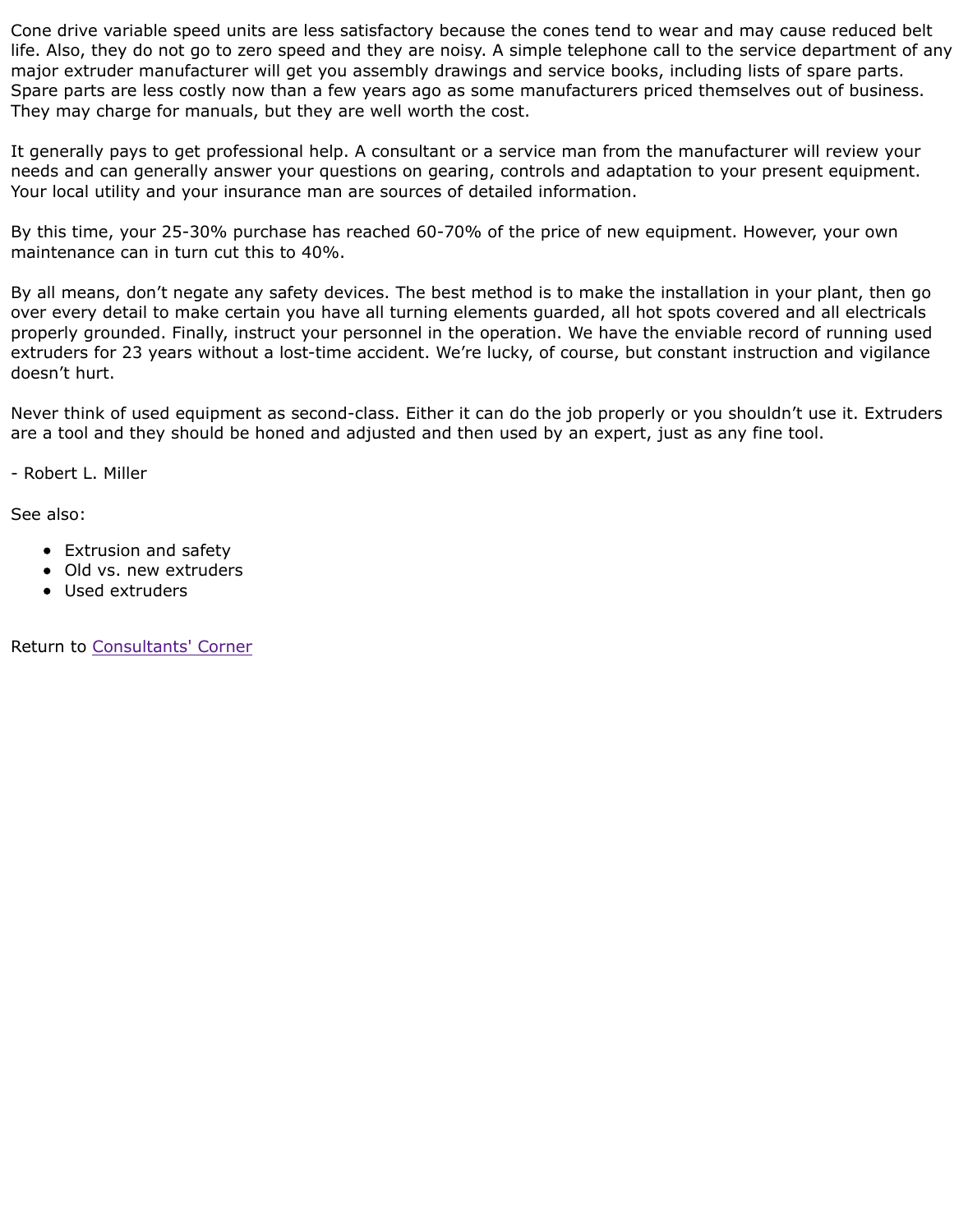Cone drive variable speed units are less satisfactory because the cones tend to wear and may cause reduced belt life. Also, they do not go to zero speed and they are noisy. A simple telephone call to the service department of any major extruder manufacturer will get you assembly drawings and service books, including lists of spare parts. Spare parts are less costly now than a few years ago as some manufacturers priced themselves out of business. They may charge for manuals, but they are well worth the cost.

It generally pays to get professional help. A consultant or a service man from the manufacturer will review your needs and can generally answer your questions on gearing, controls and adaptation to your present equipment. Your local utility and your insurance man are sources of detailed information.

By this time, your 25-30% purchase has reached 60-70% of the price of new equipment. However, your own maintenance can in turn cut this to 40%.

By all means, don't negate any safety devices. The best method is to make the installation in your plant, then go over every detail to make certain you have all turning elements guarded, all hot spots covered and all electricals properly grounded. Finally, instruct your personnel in the operation. We have the enviable record of running used extruders for 23 years without a lost-time accident. We're lucky, of course, but constant instruction and vigilance doesn't hurt.

Never think of used equipment as second-class. Either it can do the job properly or you shouldn't use it. Extruders are a tool and they should be honed and adjusted and then used by an expert, just as any fine tool.

- Robert L. Miller

See also:

- Extrusion and safety
- Old vs. new extruders
- Used extruders

Return to Consultants' Corner